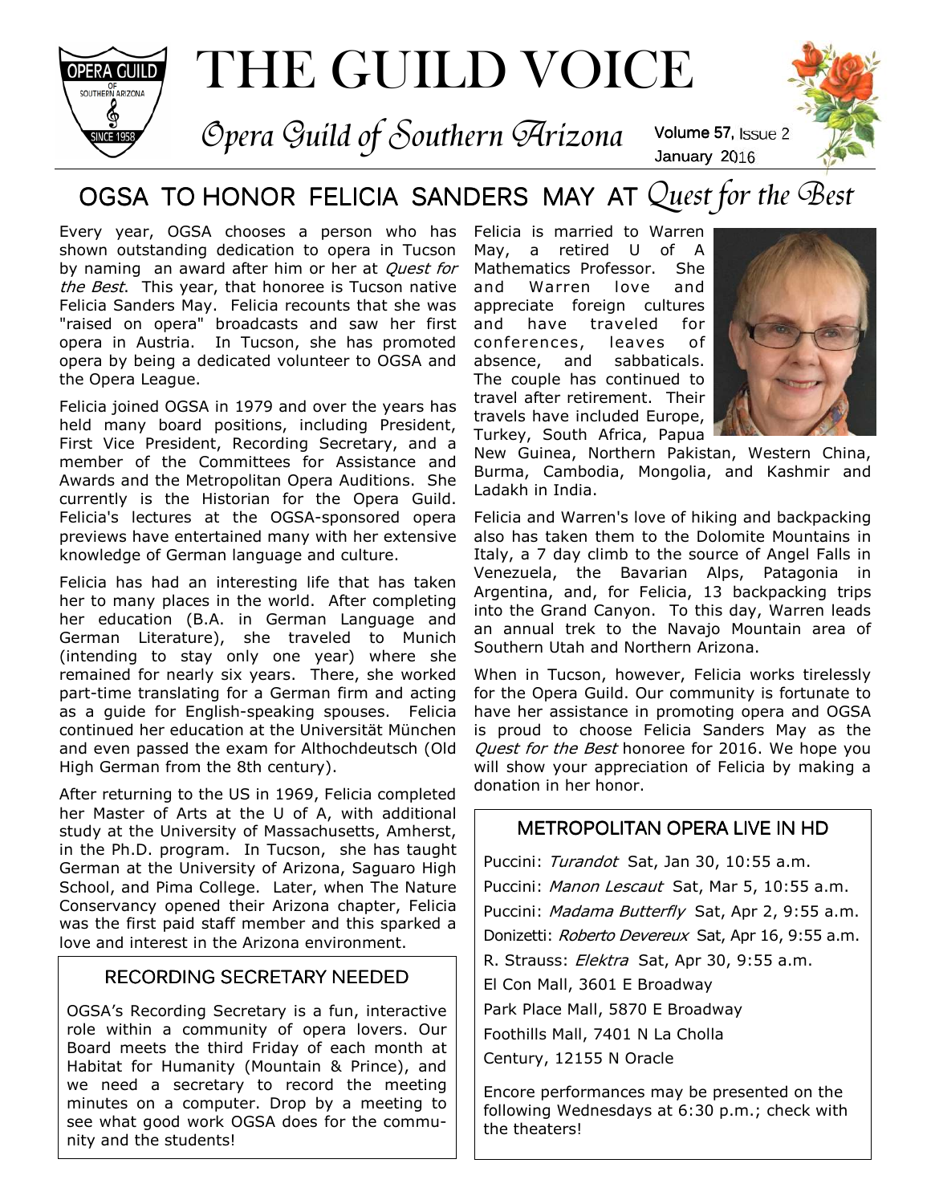# THE GUILD VOICE

*Opera Guild of Southern Arizona*

Volume 57, Issue 2
January 2016

## OGSA TO HONOR FELICIA SANDERS MAY AT *Quest for the Best*

Every year, OGSA chooses a person who has shown outstanding dedication to opera in Tucson by naming an award after him or her at *Quest for the Best*. This year, that honoree is Tucson native Felicia Sanders May. Felicia recounts that she was "raised on opera" broadcasts and saw her first opera in Austria. In Tucson, she has promoted opera by being a dedicated volunteer to OGSA and the Opera League.

Felicia joined OGSA in 1979 and over the years has held many board positions, including President, First Vice President, Recording Secretary, and a member of the Committees for Assistance and Awards and the Metropolitan Opera Auditions. She currently is the Historian for the Opera Guild. Felicia's lectures at the OGSA-sponsored opera previews have entertained many with her extensive knowledge of German language and culture.

Felicia has had an interesting life that has taken her to many places in the world. After completing her education (B.A. in German Language and German Literature), she traveled to Munich (intending to stay only one year) where she remained for nearly six years. There, she worked part-time translating for a German firm and acting as a guide for English-speaking spouses. Felicia continued her education at the Universität München and even passed the exam for Althochdeutsch (Old High German from the 8th century).

After returning to the US in 1969, Felicia completed her Master of Arts at the U of A, with additional study at the University of Massachusetts, Amherst, in the Ph.D. program. In Tucson, she has taught German at the University of Arizona, Saguaro High School, and Pima College. Later, when The Nature Conservancy opened their Arizona chapter, Felicia was the first paid staff member and this sparked a love and interest in the Arizona environment.

Felicia is married to Warren May, a retired U of A Mathematics Professor. She and Warren love and appreciate foreign cultures and have traveled for conferences, leaves of absence, and sabbaticals. The couple has continued to travel after retirement. Their travels have included Europe, Turkey, South Africa, Papua New Guinea, Northern Pakistan, Western China, Burma, Cambodia, Mongolia, and Kashmir and Ladakh in India.

Felicia and Warren's love of hiking and backpacking also has taken them to the Dolomite Mountains in Italy, a 7 day climb to the source of Angel Falls in Venezuela, the Bavarian Alps, Patagonia in Argentina, and, for Felicia, 13 backpacking trips into the Grand Canyon. To this day, Warren leads an annual trek to the Navajo Mountain area of Southern Utah and Northern Arizona.

When in Tucson, however, Felicia works tirelessly for the Opera Guild. Our community is fortunate to have her assistance in promoting opera and OGSA is proud to choose Felicia Sanders May as the *Quest for the Best* honoree for 2016. We hope you will show your appreciation of Felicia by making a donation in her honor.

### RECORDING SECRETARY NEEDED

OGSA's Recording Secretary is a fun, interactive role within a community of opera lovers. Our Board meets the third Friday of each month at Habitat for Humanity (Mountain & Prince), and we need a secretary to record the meeting minutes on a computer. Drop by a meeting to see what good work OGSA does for the community and the students!

### METROPOLITAN OPERA LIVE IN HD

Puccini: *Turandot* Sat, Jan 30, 10:55 a.m.

Puccini: *Manon Lescaut* Sat, Mar 5, 10:55 a.m.

Puccini: *Madama Butterfly* Sat, Apr 2, 9:55 a.m.

Donizetti: *Roberto Devereux* Sat, Apr 16, 9:55 a.m.

R. Strauss: *Elektra* Sat, Apr 30, 9:55 a.m.

El Con Mall, 3601 E Broadway

Park Place Mall, 5870 E Broadway

Foothills Mall, 7401 N La Cholla

Century, 12155 N Oracle

Encore performances may be presented on the following Wednesdays at 6:30 p.m.; check with the theaters!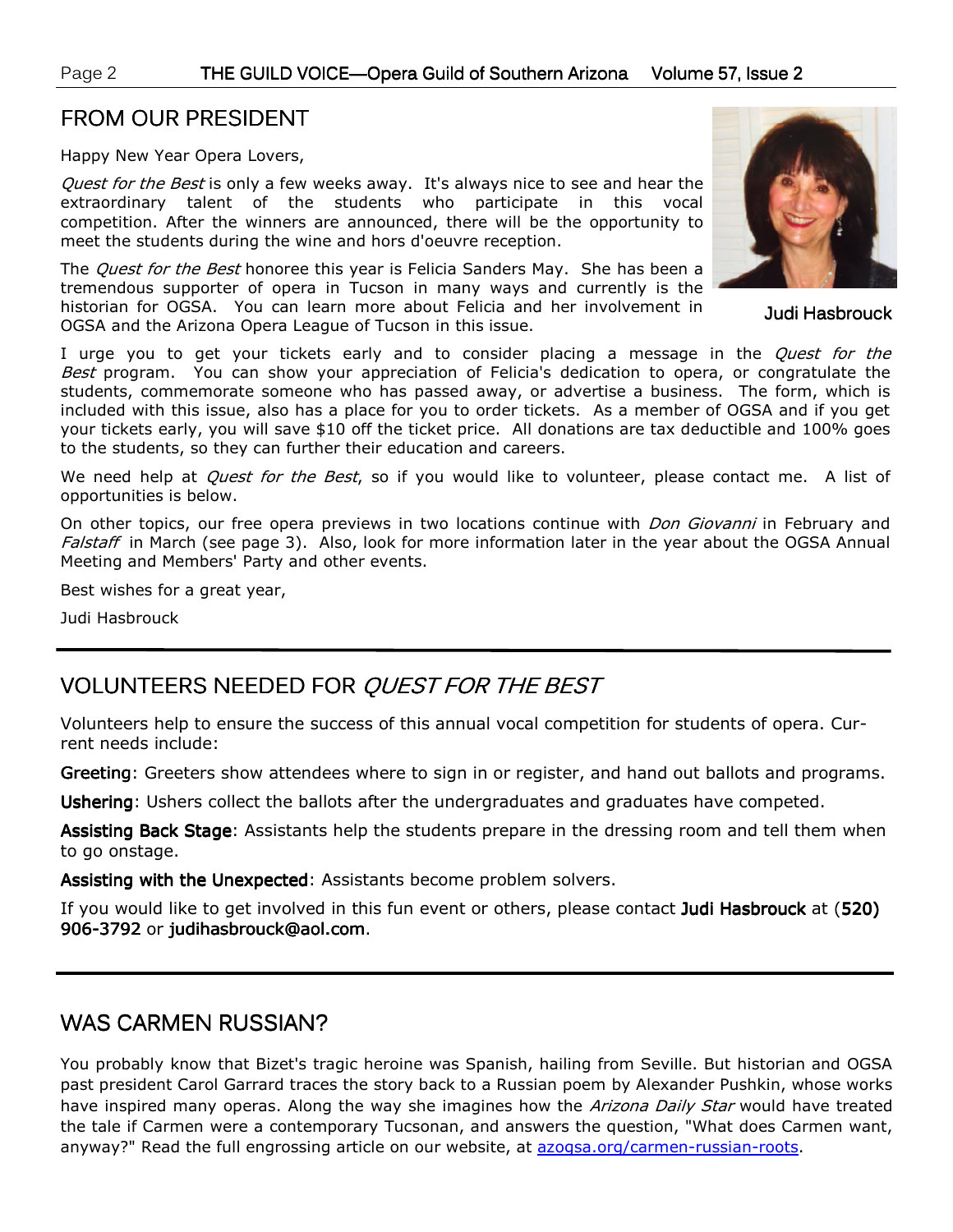## FROM OUR PRESIDENT

Happy New Year Opera Lovers,

*Quest for the Best* is only a few weeks away. It's always nice to see and hear the extraordinary talent of the students who participate in this vocal competition. After the winners are announced, there will be the opportunity to meet the students during the wine and hors d'oeuvre reception.

The *Quest for the Best* honoree this year is Felicia Sanders May. She has been a tremendous supporter of opera in Tucson in many ways and currently is the historian for OGSA. You can learn more about Felicia and her involvement in OGSA and the Arizona Opera League of Tucson in this issue.

Judi Hasbrouck

I urge you to get your tickets early and to consider placing a message in the *Quest for the Best* program. You can show your appreciation of Felicia's dedication to opera, or congratulate the students, commemorate someone who has passed away, or advertise a business. The form, which is included with this issue, also has a place for you to order tickets. As a member of OGSA and if you get your tickets early, you will save $10 off the ticket price. All donations are tax deductible and 100% goes to the students, so they can further their education and careers.

We need help at *Quest for the Best*, so if you would like to volunteer, please contact me. A list of opportunities is below.

On other topics, our free opera previews in two locations continue with *Don Giovanni* in February and *Falstaff* in March (see page 3). Also, look for more information later in the year about the OGSA Annual Meeting and Members' Party and other events.

Best wishes for a great year,

Judi Hasbrouck

---

## VOLUNTEERS NEEDED FOR *QUEST FOR THE BEST*

Volunteers help to ensure the success of this annual vocal competition for students of opera. Current needs include:

**Greeting**: Greeters show attendees where to sign in or register, and hand out ballots and programs.

**Ushering**: Ushers collect the ballots after the undergraduates and graduates have competed.

**Assisting Back Stage**: Assistants help the students prepare in the dressing room and tell them when to go onstage.

**Assisting with the Unexpected**: Assistants become problem solvers.

If you would like to get involved in this fun event or others, please contact **Judi Hasbrouck** at (**520) 906-3792** or **judihasbrouck@aol.com**.

---

## WAS CARMEN RUSSIAN?

You probably know that Bizet's tragic heroine was Spanish, hailing from Seville. But historian and OGSA past president Carol Garrard traces the story back to a Russian poem by Alexander Pushkin, whose works have inspired many operas. Along the way she imagines how the *Arizona Daily Star* would have treated the tale if Carmen were a contemporary Tucsonan, and answers the question, "What does Carmen want, anyway?" Read the full engrossing article on our website, at [azogsa.org/carmen-russian-roots](azogsa.org/carmen-russian-roots).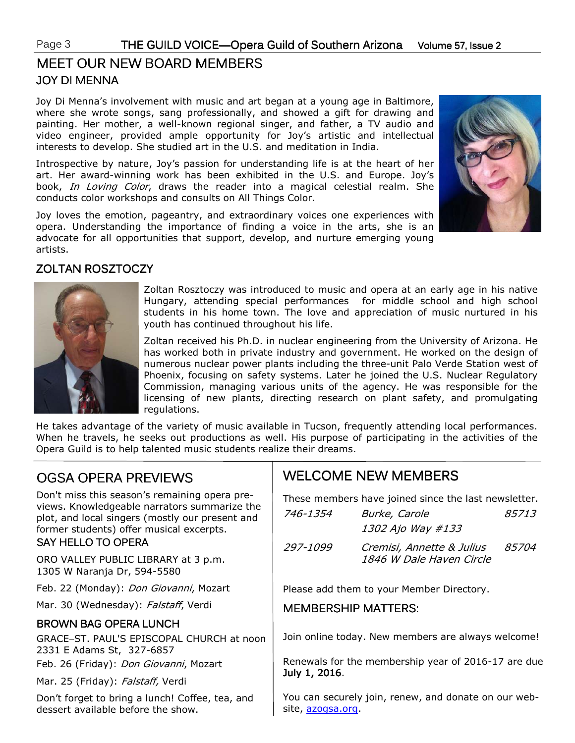# MEET OUR NEW BOARD MEMBERS

## JOY DI MENNA

Joy Di Menna's involvement with music and art began at a young age in Baltimore, where she wrote songs, sang professionally, and showed a gift for drawing and painting. Her mother, a well-known regional singer, and father, a TV audio and video engineer, provided ample opportunity for Joy's artistic and intellectual interests to develop. She studied art in the U.S. and meditation in India.

Introspective by nature, Joy's passion for understanding life is at the heart of her art. Her award-winning work has been exhibited in the U.S. and Europe. Joy's book, *In Loving Color*, draws the reader into a magical celestial realm. She conducts color workshops and consults on All Things Color.

Joy loves the emotion, pageantry, and extraordinary voices one experiences with opera. Understanding the importance of finding a voice in the arts, she is an advocate for all opportunities that support, develop, and nurture emerging young artists.

## ZOLTAN ROSZTOCZY

Zoltan Rosztoczy was introduced to music and opera at an early age in his native Hungary, attending special performances for middle school and high school students in his home town. The love and appreciation of music nurtured in his youth has continued throughout his life.

Zoltan received his Ph.D. in nuclear engineering from the University of Arizona. He has worked both in private industry and government. He worked on the design of numerous nuclear power plants including the three-unit Palo Verde Station west of Phoenix, focusing on safety systems. Later he joined the U.S. Nuclear Regulatory Commission, managing various units of the agency. He was responsible for the licensing of new plants, directing research on plant safety, and promulgating regulations.

He takes advantage of the variety of music available in Tucson, frequently attending local performances. When he travels, he seeks out productions as well. His purpose of participating in the activities of the Opera Guild is to help talented music students realize their dreams.

# OGSA OPERA PREVIEWS

Don't miss this season's remaining opera previews. Knowledgeable narrators summarize the plot, and local singers (mostly our present and former students) offer musical excerpts.

### SAY HELLO TO OPERA

ORO VALLEY PUBLIC LIBRARY at 3 p.m.
1305 W Naranja Dr, 594-5580

Feb. 22 (Monday): *Don Giovanni*, Mozart

Mar. 30 (Wednesday): *Falstaff*, Verdi

### BROWN BAG OPERA LUNCH

GRACE–ST. PAUL'S EPISCOPAL CHURCH at noon
2331 E Adams St, 327-6857

Feb. 26 (Friday): *Don Giovanni*, Mozart

Mar. 25 (Friday): *Falstaff,* Verdi

Don't forget to bring a lunch! Coffee, tea, and dessert available before the show.

# WELCOME NEW MEMBERS

These members have joined since the last newsletter.

| | | |
|---|---|---|
| *746-1354* | *Burke, Carole*<br>*1302 Ajo Way #133* | *85713* |
| *297-1099* | *Cremisi, Annette & Julius*<br>*1846 W Dale Haven Circle* | *85704* |

Please add them to your Member Directory.

### MEMBERSHIP MATTERS:

Join online today. New members are always welcome!

Renewals for the membership year of 2016-17 are due **July 1, 2016**.

You can securely join, renew, and donate on our website, azogsa.org.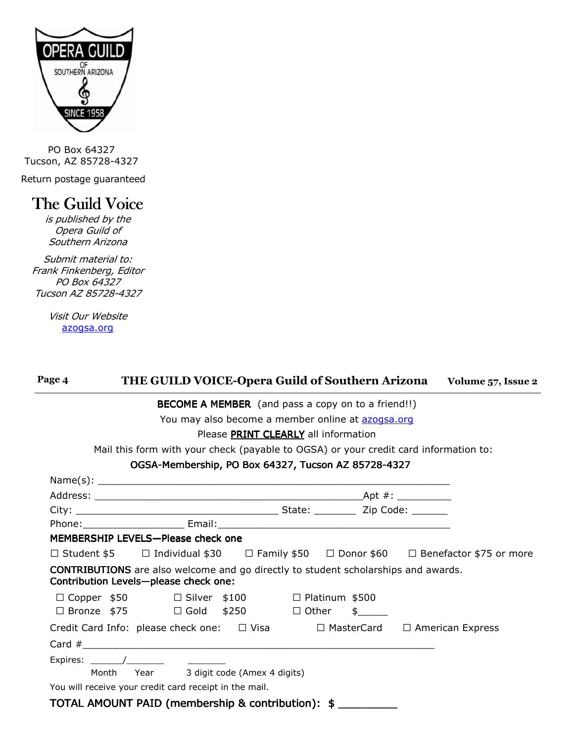OPERA GUILD OF SOUTHERN ARIZONA SINCE 1958

PO Box 64327
Tucson, AZ 85728-4327

Return postage guaranteed

# The Guild Voice

*is published by the Opera Guild of Southern Arizona*

*Submit material to:*
*Frank Finkenberg, Editor*
*PO Box 64327*
*Tucson AZ 85728-4327*

*Visit Our Website*
azogsa.org

---

**BECOME A MEMBER** (and pass a copy on to a friend!!)

You may also become a member online at azogsa.org

Please **PRINT CLEARLY** all information

Mail this form with your check (payable to OGSA) or your credit card information to:

**OGSA-Membership, PO Box 64327, Tucson AZ 85728-4327**

Name(s): ______________________________________________________

Address: ___________________________________________Apt #: _________

City: _________________________________ State: _______ Zip Code: ______

Phone:_________________ Email:________________________________________

**MEMBERSHIP LEVELS—Please check one**

☐ Student $5   ☐ Individual $30   ☐ Family $50   ☐ Donor $60   ☐ Benefactor $75 or more

**CONTRIBUTIONS** are also welcome and go directly to student scholarships and awards.
**Contribution Levels—please check one:**

☐ Copper $50   ☐ Silver $100   ☐ Platinum $500
☐ Bronze $75   ☐ Gold $250   ☐ Other $_____

Credit Card Info: please check one:   ☐ Visa   ☐ MasterCard   ☐ American Express

Card #_______________________________________________________

Expires: ______/_______   _______
Month   Year   3 digit code (Amex 4 digits)

You will receive your credit card receipt in the mail.

**TOTAL AMOUNT PAID (membership & contribution): $ _________**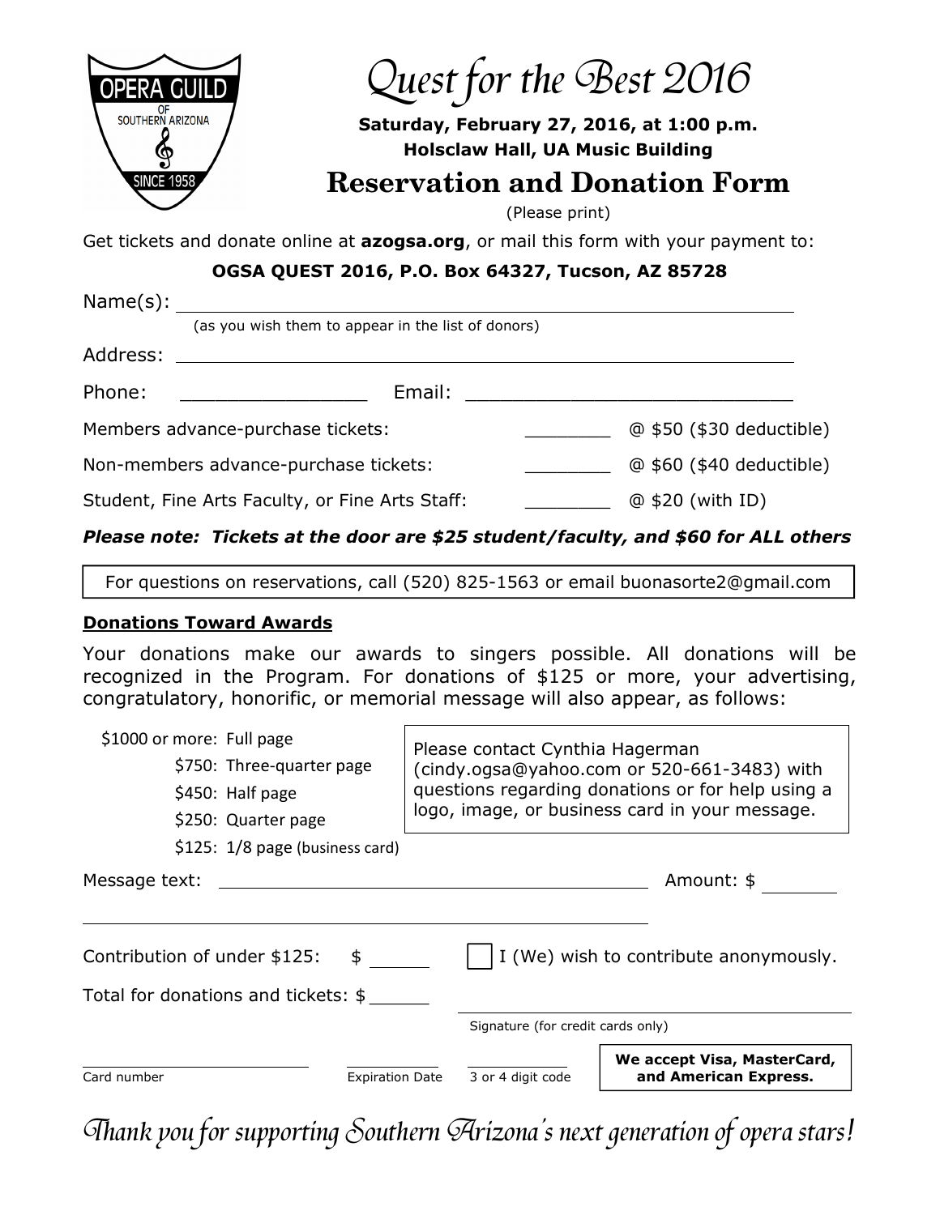OPERA GUILD OF SOUTHERN ARIZONA SINCE 1958

# Quest for the Best 2016

**Saturday, February 27, 2016, at 1:00 p.m.**
**Holsclaw Hall, UA Music Building**

## Reservation and Donation Form

(Please print)

Get tickets and donate online at **azogsa.org**, or mail this form with your payment to:

**OGSA QUEST 2016, P.O. Box 64327, Tucson, AZ 85728**

Name(s): ______________________________________________
(as you wish them to appear in the list of donors)

Address: ______________________________________________

Phone: ________________ Email: ____________________________

| | | |
|---|---|---|
| Members advance-purchase tickets: | ________ | @ $50 ($30 deductible) |
| Non-members advance-purchase tickets: | ________ | @ $60 ($40 deductible) |
| Student, Fine Arts Faculty, or Fine Arts Staff: | ________ | @ $20 (with ID) |

***Please note: Tickets at the door are $25 student/faculty, and $60 for ALL others***

For questions on reservations, call (520) 825-1563 or email buonasorte2@gmail.com

### Donations Toward Awards

Your donations make our awards to singers possible. All donations will be recognized in the Program. For donations of $125 or more, your advertising, congratulatory, honorific, or memorial message will also appear, as follows:

- $1000 or more: Full page
- $750: Three-quarter page
- $450: Half page
- $250: Quarter page
- $125: 1/8 page (business card)

Please contact Cynthia Hagerman (cindy.ogsa@yahoo.com or 520-661-3483) with questions regarding donations or for help using a logo, image, or business card in your message.

Message text: ________________________________________ Amount: $ _______

______________________________________________

Contribution of under $125: $ ______ ☐ I (We) wish to contribute anonymously.

Total for donations and tickets: $ ______

______________________________
Signature (for credit cards only)

________________________ ____________ ____________
Card number Expiration Date 3 or 4 digit code

**We accept Visa, MasterCard, and American Express.**

*Thank you for supporting Southern Arizona's next generation of opera stars!*